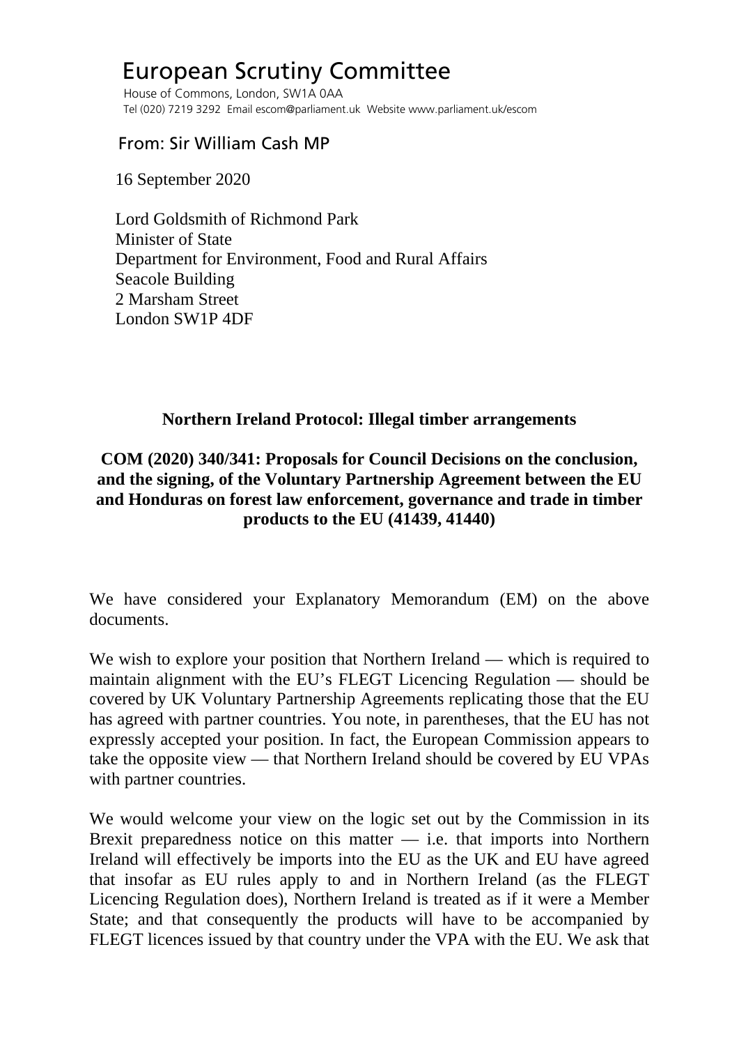# European Scrutiny Committee

House of Commons, London, SW1A 0AA
Tel (020) 7219 3292 Email escom@parliament.uk Website www.parliament.uk/escom

From: Sir William Cash MP

16 September 2020

Lord Goldsmith of Richmond Park
Minister of State
Department for Environment, Food and Rural Affairs
Seacole Building
2 Marsham Street
London SW1P 4DF

**Northern Ireland Protocol: Illegal timber arrangements**

**COM (2020) 340/341: Proposals for Council Decisions on the conclusion, and the signing, of the Voluntary Partnership Agreement between the EU and Honduras on forest law enforcement, governance and trade in timber products to the EU (41439, 41440)**

We have considered your Explanatory Memorandum (EM) on the above documents.

We wish to explore your position that Northern Ireland — which is required to maintain alignment with the EU's FLEGT Licencing Regulation — should be covered by UK Voluntary Partnership Agreements replicating those that the EU has agreed with partner countries. You note, in parentheses, that the EU has not expressly accepted your position. In fact, the European Commission appears to take the opposite view — that Northern Ireland should be covered by EU VPAs with partner countries.

We would welcome your view on the logic set out by the Commission in its Brexit preparedness notice on this matter — i.e. that imports into Northern Ireland will effectively be imports into the EU as the UK and EU have agreed that insofar as EU rules apply to and in Northern Ireland (as the FLEGT Licencing Regulation does), Northern Ireland is treated as if it were a Member State; and that consequently the products will have to be accompanied by FLEGT licences issued by that country under the VPA with the EU. We ask that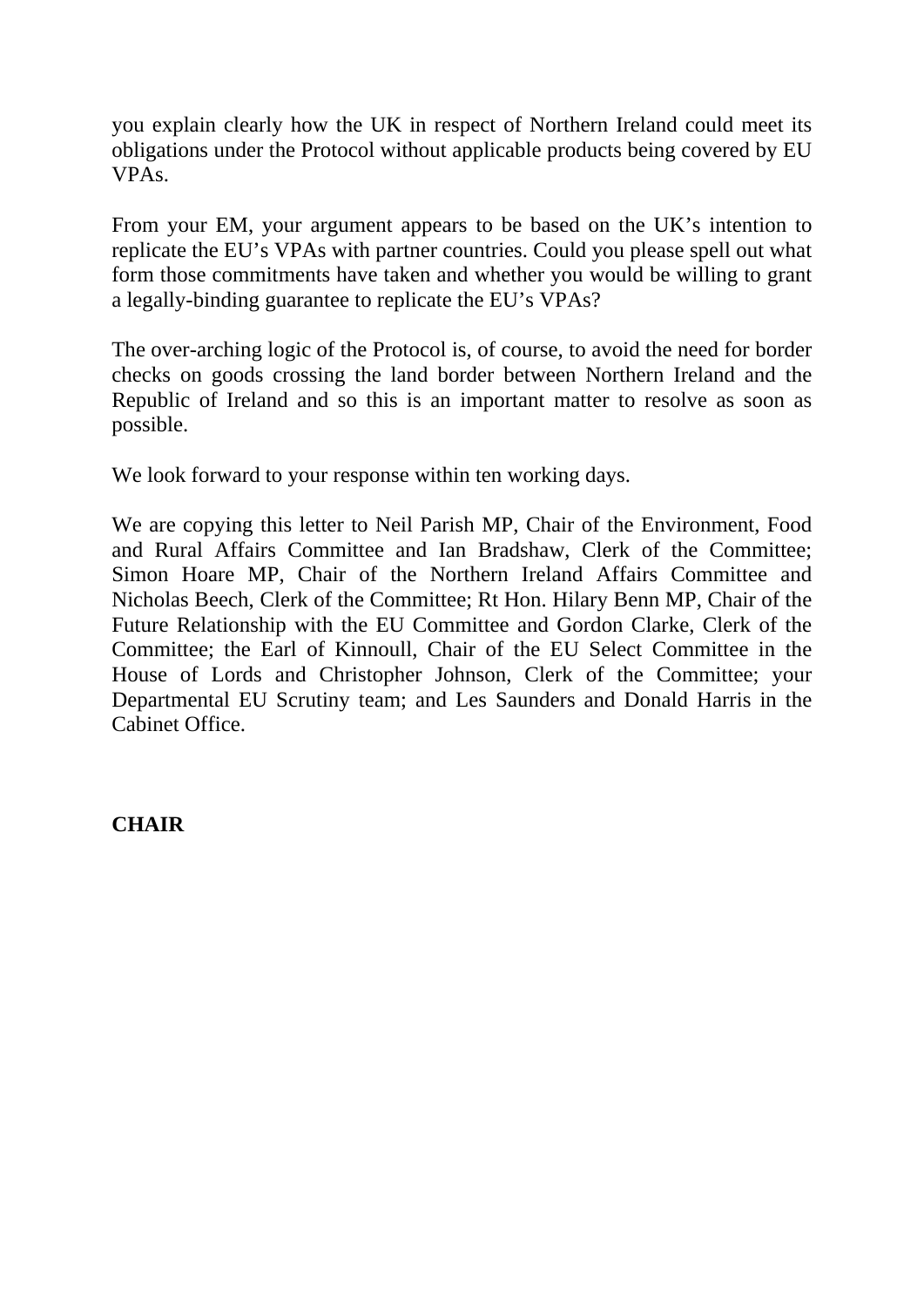you explain clearly how the UK in respect of Northern Ireland could meet its obligations under the Protocol without applicable products being covered by EU VPAs.

From your EM, your argument appears to be based on the UK's intention to replicate the EU's VPAs with partner countries. Could you please spell out what form those commitments have taken and whether you would be willing to grant a legally-binding guarantee to replicate the EU's VPAs?

The over-arching logic of the Protocol is, of course, to avoid the need for border checks on goods crossing the land border between Northern Ireland and the Republic of Ireland and so this is an important matter to resolve as soon as possible.

We look forward to your response within ten working days.

We are copying this letter to Neil Parish MP, Chair of the Environment, Food and Rural Affairs Committee and Ian Bradshaw, Clerk of the Committee; Simon Hoare MP, Chair of the Northern Ireland Affairs Committee and Nicholas Beech, Clerk of the Committee; Rt Hon. Hilary Benn MP, Chair of the Future Relationship with the EU Committee and Gordon Clarke, Clerk of the Committee; the Earl of Kinnoull, Chair of the EU Select Committee in the House of Lords and Christopher Johnson, Clerk of the Committee; your Departmental EU Scrutiny team; and Les Saunders and Donald Harris in the Cabinet Office.

**CHAIR**